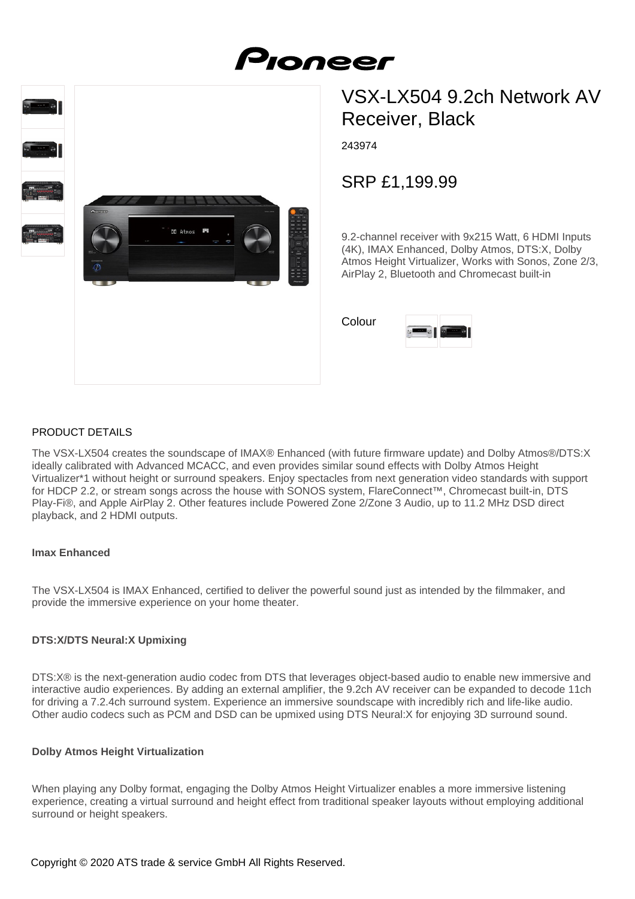# VSX-LX504 9.2ch Network AV Receiver, Black

243974

## SRP £1,199.99

9.2-channel receiver with 9x215 Watt, 6 HDMI Inputs (4K), IMAX Enhanced, Dolby Atmos, DTS:X, Dolby Atmos Height Virtualizer, Works with Sonos, Zone 2/3, AirPlay 2, Bluetooth and Chromecast built-in

Colour

## PRODUCT DETAILS

The VSX-LX504 creates the soundscape of IMAX® Enhanced (with future firmware update) and Dolby Atmos®/DTS:X ideally calibrated with Advanced MCACC, and even provides similar sound effects with Dolby Atmos Height Virtualizer*1 without height or surround speakers. Enjoy spectacles from next generation video standards with support for HDCP 2.2, or stream songs across the house with SONOS system, FlareConnect™, Chromecast built-in, DTS Play-Fi®, and Apple AirPlay 2. Other features include Powered Zone 2/Zone 3 Audio, up to 11.2 MHz DSD direct playback, and 2 HDMI outputs.

**Imax Enhanced**

The VSX-LX504 is IMAX Enhanced, certified to deliver the powerful sound just as intended by the filmmaker, and provide the immersive experience on your home theater.

**DTS:X/DTS Neural:X Upmixing**

DTS:X® is the next-generation audio codec from DTS that leverages object-based audio to enable new immersive and interactive audio experiences. By adding an external amplifier, the 9.2ch AV receiver can be expanded to decode 11ch for driving a 7.2.4ch surround system. Experience an immersive soundscape with incredibly rich and life-like audio. Other audio codecs such as PCM and DSD can be upmixed using DTS Neural:X for enjoying 3D surround sound.

**Dolby Atmos Height Virtualization**

When playing any Dolby format, engaging the Dolby Atmos Height Virtualizer enables a more immersive listening experience, creating a virtual surround and height effect from traditional speaker layouts without employing additional surround or height speakers.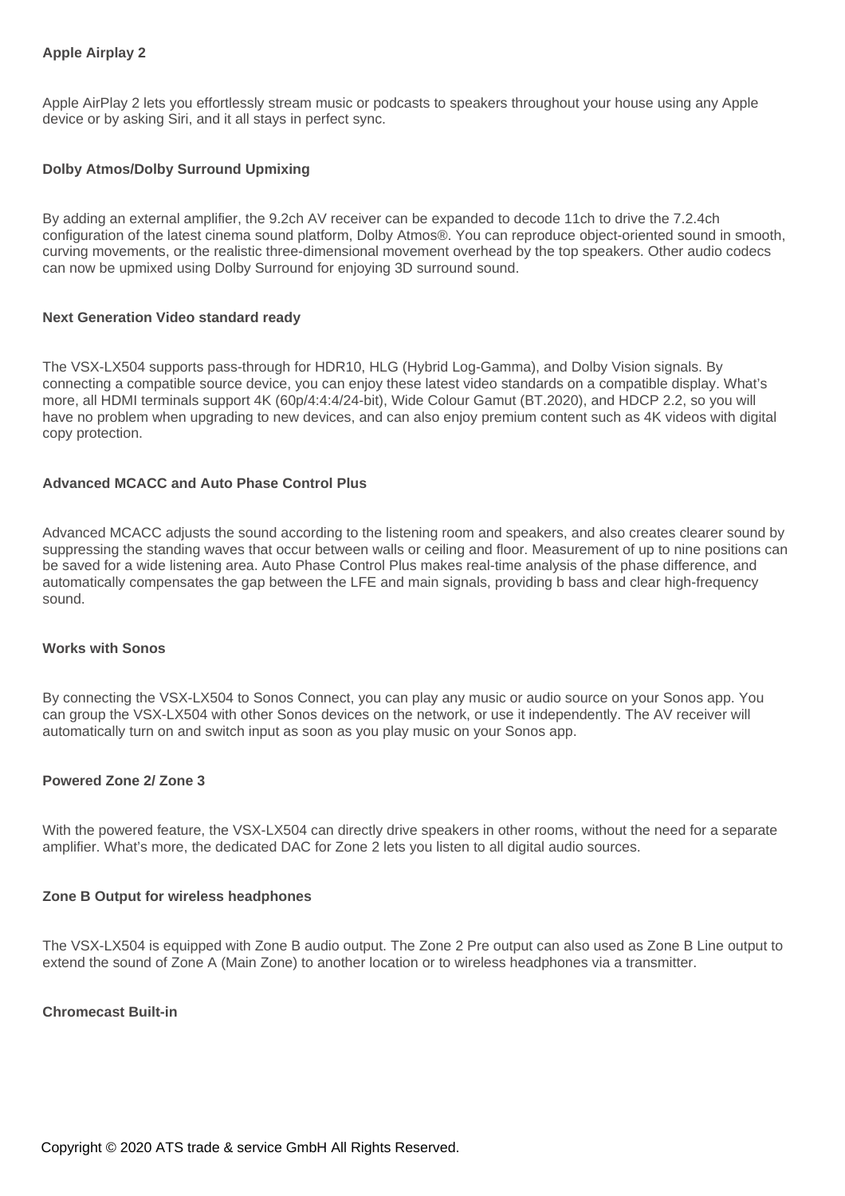**Apple Airplay 2**

Apple AirPlay 2 lets you effortlessly stream music or podcasts to speakers throughout your house using any Apple device or by asking Siri, and it all stays in perfect sync.

**Dolby Atmos/Dolby Surround Upmixing**

By adding an external amplifier, the 9.2ch AV receiver can be expanded to decode 11ch to drive the 7.2.4ch configuration of the latest cinema sound platform, Dolby Atmos®. You can reproduce object-oriented sound in smooth, curving movements, or the realistic three-dimensional movement overhead by the top speakers. Other audio codecs can now be upmixed using Dolby Surround for enjoying 3D surround sound.

**Next Generation Video standard ready**

The VSX-LX504 supports pass-through for HDR10, HLG (Hybrid Log-Gamma), and Dolby Vision signals. By connecting a compatible source device, you can enjoy these latest video standards on a compatible display. What's more, all HDMI terminals support 4K (60p/4:4:4/24-bit), Wide Colour Gamut (BT.2020), and HDCP 2.2, so you will have no problem when upgrading to new devices, and can also enjoy premium content such as 4K videos with digital copy protection.

**Advanced MCACC and Auto Phase Control Plus**

Advanced MCACC adjusts the sound according to the listening room and speakers, and also creates clearer sound by suppressing the standing waves that occur between walls or ceiling and floor. Measurement of up to nine positions can be saved for a wide listening area. Auto Phase Control Plus makes real-time analysis of the phase difference, and automatically compensates the gap between the LFE and main signals, providing b bass and clear high-frequency sound.

**Works with Sonos**

By connecting the VSX-LX504 to Sonos Connect, you can play any music or audio source on your Sonos app. You can group the VSX-LX504 with other Sonos devices on the network, or use it independently. The AV receiver will automatically turn on and switch input as soon as you play music on your Sonos app.

**Powered Zone 2/ Zone 3**

With the powered feature, the VSX-LX504 can directly drive speakers in other rooms, without the need for a separate amplifier. What's more, the dedicated DAC for Zone 2 lets you listen to all digital audio sources.

**Zone B Output for wireless headphones**

The VSX-LX504 is equipped with Zone B audio output. The Zone 2 Pre output can also used as Zone B Line output to extend the sound of Zone A (Main Zone) to another location or to wireless headphones via a transmitter.

**Chromecast Built-in**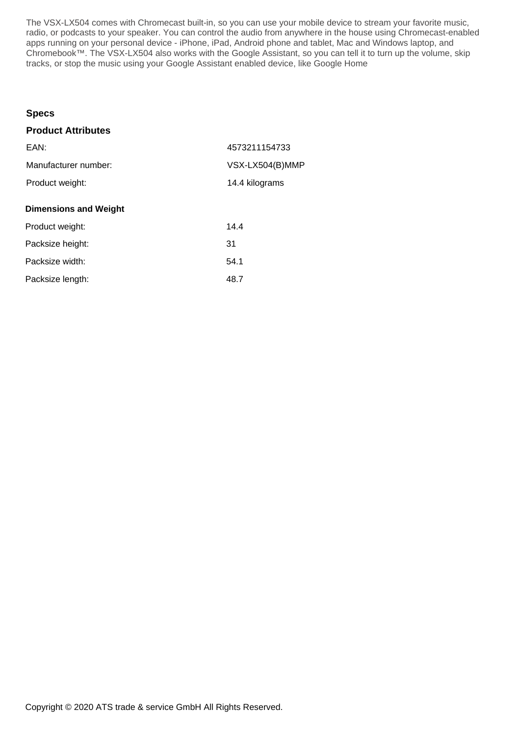The VSX-LX504 comes with Chromecast built-in, so you can use your mobile device to stream your favorite music, radio, or podcasts to your speaker. You can control the audio from anywhere in the house using Chromecast-enabled apps running on your personal device - iPhone, iPad, Android phone and tablet, Mac and Windows laptop, and Chromebook™. The VSX-LX504 also works with the Google Assistant, so you can tell it to turn up the volume, skip tracks, or stop the music using your Google Assistant enabled device, like Google Home

## Specs

### Product Attributes

| | |
|---|---|
| EAN: | 4573211154733 |
| Manufacturer number: | VSX-LX504(B)MMP |
| Product weight: | 14.4 kilograms |

### Dimensions and Weight

| | |
|---|---|
| Product weight: | 14.4 |
| Packsize height: | 31 |
| Packsize width: | 54.1 |
| Packsize length: | 48.7 |

Copyright © 2020 ATS trade & service GmbH All Rights Reserved.